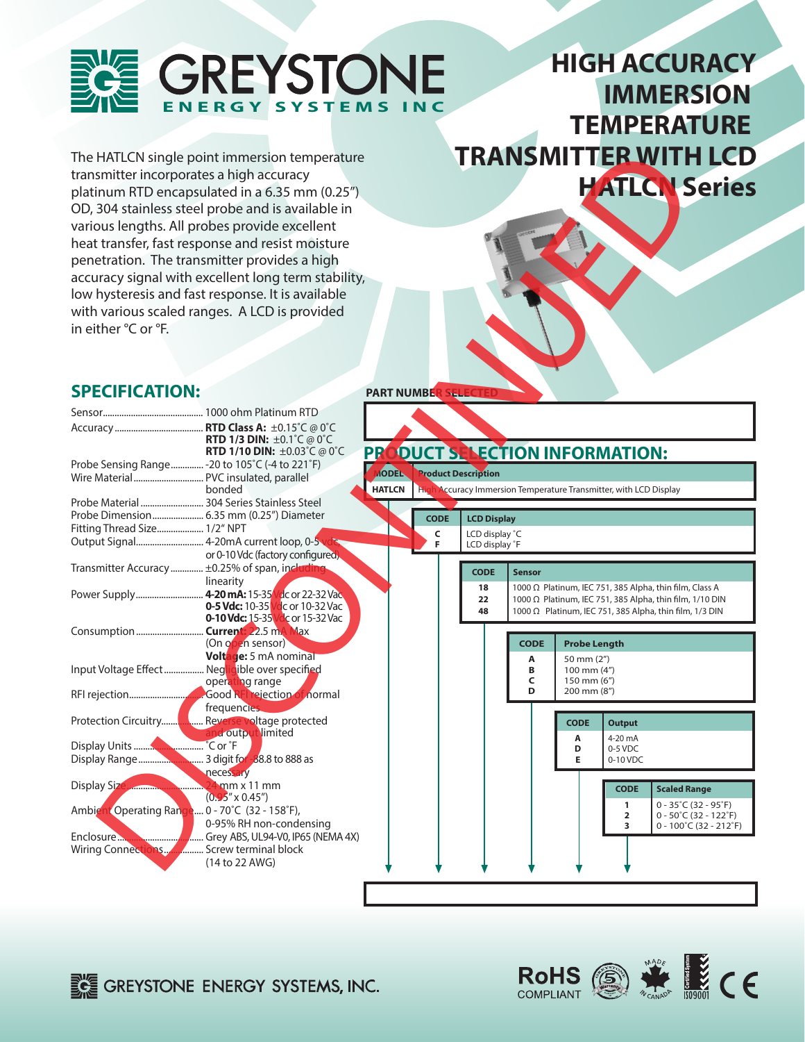# GREYSTONE ENERGY SYSTEMS INC

# HIGH ACCURACY IMMERSION TEMPERATURE TRANSMITTER WITH LCD

## HATLCN Series

DISCONTINUED

The HATLCN single point immersion temperature transmitter incorporates a high accuracy platinum RTD encapsulated in a 6.35 mm (0.25") OD, 304 stainless steel probe and is available in various lengths. All probes provide excellent heat transfer, fast response and resist moisture penetration. The transmitter provides a high accuracy signal with excellent long term stability, low hysteresis and fast response. It is available with various scaled ranges. A LCD is provided in either °C or °F.

## SPECIFICATION:

- Sensor: 1000 ohm Platinum RTD
- Accuracy: **RTD Class A:** ±0.15°C @ 0°C; **RTD 1/3 DIN:** ±0.1°C @ 0°C; **RTD 1/10 DIN:** ±0.03°C @ 0°C
- Probe Sensing Range: -20 to 105°C (-4 to 221°F)
- Wire Material: PVC insulated, parallel bonded
- Probe Material: 304 Series Stainless Steel
- Probe Dimension: 6.35 mm (0.25") Diameter
- Fitting Thread Size: 1/2" NPT
- Output Signal: 4-20mA current loop, 0-5 vdc or 0-10 Vdc (factory configured)
- Transmitter Accuracy: ±0.25% of span, including linearity
- Power Supply: **4-20 mA:** 15-35 Vdc or 22-32 Vac; **0-5 Vdc:** 10-35 Vdc or 10-32 Vac; **0-10 Vdc:** 15-35 Vdc or 15-32 Vac
- Consumption: **Current:** 22.5 mA Max (On open sensor); **Voltage:** 5 mA nominal
- Input Voltage Effect: Negligible over specified operating range
- RFI rejection: Good RFI rejection of normal frequencies
- Protection Circuitry: Reverse voltage protected and output limited
- Display Units: °C or °F
- Display Range: 3 digit for -88.8 to 888 as necessary
- Display Size: 24 mm x 11 mm (0.95" x 0.45")
- Ambient Operating Range: 0 - 70°C (32 - 158°F), 0-95% RH non-condensing
- Enclosure: Grey ABS, UL94-V0, IP65 (NEMA 4X)
- Wiring Connections: Screw terminal block (14 to 22 AWG)

**PART NUMBER SELECTED**

## PRODUCT SELECTION INFORMATION:

| MODEL | Product Description |
|---|---|
| HATLCN | High Accuracy Immersion Temperature Transmitter, with LCD Display |

| CODE | LCD Display |
|---|---|
| C | LCD display °C |
| F | LCD display °F |

| CODE | Sensor |
|---|---|
| 18 | 1000 Ω Platinum, IEC 751, 385 Alpha, thin film, Class A |
| 22 | 1000 Ω Platinum, IEC 751, 385 Alpha, thin film, 1/10 DIN |
| 48 | 1000 Ω Platinum, IEC 751, 385 Alpha, thin film, 1/3 DIN |

| CODE | Probe Length |
|---|---|
| A | 50 mm (2") |
| B | 100 mm (4") |
| C | 150 mm (6") |
| D | 200 mm (8") |

| CODE | Output |
|---|---|
| A | 4-20 mA |
| D | 0-5 VDC |
| E | 0-10 VDC |

| CODE | Scaled Range |
|---|---|
| 1 | 0 - 35°C (32 - 95°F) |
| 2 | 0 - 50°C (32 - 122°F) |
| 3 | 0 - 100°C (32 - 212°F) |

GREYSTONE ENERGY SYSTEMS, INC.

RoHS COMPLIANT · 5 Year Warranty · MADE IN CANADA · ISO9001 · CE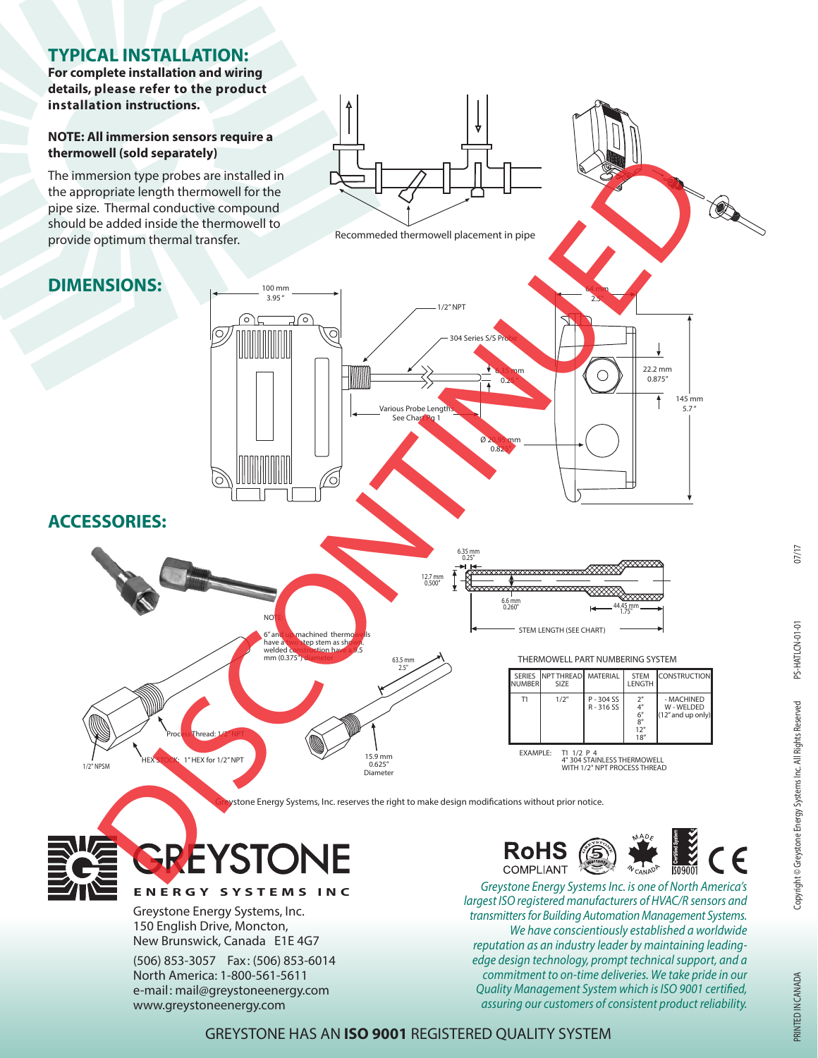## TYPICAL INSTALLATION:

**For complete installation and wiring details, please refer to the product installation instructions.**

**NOTE: All immersion sensors require a thermowell (sold separately)**

The immersion type probes are installed in the appropriate length thermowell for the pipe size. Thermal conductive compound should be added inside the thermowell to provide optimum thermal transfer.

Recommeded thermowell placement in pipe

## DIMENSIONS:

100 mm
3.95"

1/2" NPT

304 Series S/S Probe

6.35 mm
0.25"

Various Probe Lengths
See Chart Pg 1

Ø 20.95 mm
0.825"

64 mm
2.5"

22.2 mm
0.875"

145 mm
5.7"

## ACCESSORIES:

6.35 mm
0.25"

12.7 mm
0.500"

6.6 mm
0.260"

44.45 mm
1.75"

STEM LENGTH (SEE CHART)

NOTE:
6" and up machined thermowells have a two-step stem as shown, welded construction have a 9.5 mm (0.375") diameter

63.5 mm
2.5"

Process Thread: 1/2" NPT

HEX STOCK: 1" HEX for 1/2" NPT

1/2" NPSM

15.9 mm
0.625"
Diameter

THERMOWELL PART NUMBERING SYSTEM

| SERIES NUMBER | NPT THREAD SIZE | MATERIAL | STEM LENGTH | CONSTRUCTION |
|---|---|---|---|---|
| T1 | 1/2" | P - 304 SS<br>R - 316 SS | 2"<br>4"<br>6"<br>8"<br>12"<br>18" | - MACHINED<br>W - WELDED<br>(12" and up only) |

EXAMPLE: T1 1/2 P 4
4" 304 STAINLESS THERMOWELL
WITH 1/2" NPT PROCESS THREAD

Greystone Energy Systems, Inc. reserves the right to make design modifications without prior notice.

DISCONTINUED

**GREYSTONE**
ENERGY SYSTEMS INC

Greystone Energy Systems, Inc.
150 English Drive, Moncton,
New Brunswick, Canada E1E 4G7

(506) 853-3057 Fax: (506) 853-6014
North America: 1-800-561-5611
e-mail: mail@greystoneenergy.com
www.greystoneenergy.com

RoHS COMPLIANT

*Greystone Energy Systems Inc. is one of North America's largest ISO registered manufacturers of HVAC/R sensors and transmitters for Building Automation Management Systems. We have conscientiously established a worldwide reputation as an industry leader by maintaining leading-edge design technology, prompt technical support, and a commitment to on-time deliveries. We take pride in our Quality Management System which is ISO 9001 certified, assuring our customers of consistent product reliability.*

GREYSTONE HAS AN **ISO 9001** REGISTERED QUALITY SYSTEM

07/17 PS-HATLCN-01-01 Copyright © Greystone Energy Systems Inc. All Rights Reserved PRINTED IN CANADA